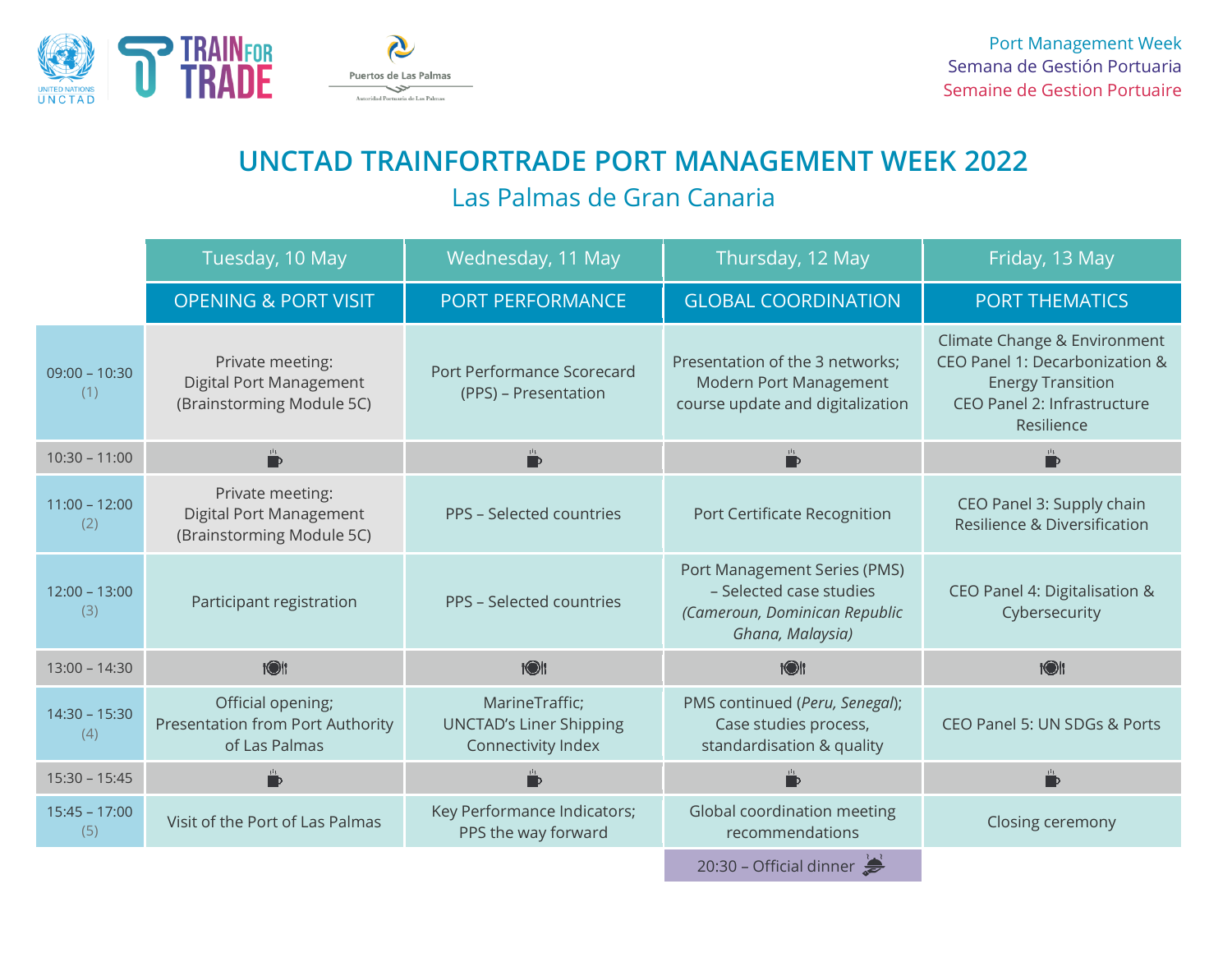Port Management Week
Semana de Gestión Portuaria
Semaine de Gestion Portuaire

# UNCTAD TRAINFORTRADE PORT MANAGEMENT WEEK 2022

## Las Palmas de Gran Canaria

| | Tuesday, 10 May | Wednesday, 11 May | Thursday, 12 May | Friday, 13 May |
|---|---|---|---|---|
| | OPENING & PORT VISIT | PORT PERFORMANCE | GLOBAL COORDINATION | PORT THEMATICS |
| 09:00 – 10:30 (1) | Private meeting: Digital Port Management (Brainstorming Module 5C) | Port Performance Scorecard (PPS) – Presentation | Presentation of the 3 networks; Modern Port Management course update and digitalization | Climate Change & Environment CEO Panel 1: Decarbonization & Energy Transition CEO Panel 2: Infrastructure Resilience |
| 10:30 – 11:00 | | | | |
| 11:00 – 12:00 (2) | Private meeting: Digital Port Management (Brainstorming Module 5C) | PPS – Selected countries | Port Certificate Recognition | CEO Panel 3: Supply chain Resilience & Diversification |
| 12:00 – 13:00 (3) | Participant registration | PPS – Selected countries | Port Management Series (PMS) – Selected case studies *(Cameroun, Dominican Republic Ghana, Malaysia)* | CEO Panel 4: Digitalisation & Cybersecurity |
| 13:00 – 14:30 | | | | |
| 14:30 – 15:30 (4) | Official opening; Presentation from Port Authority of Las Palmas | MarineTraffic; UNCTAD's Liner Shipping Connectivity Index | PMS continued (*Peru, Senegal*); Case studies process, standardisation & quality | CEO Panel 5: UN SDGs & Ports |
| 15:30 – 15:45 | | | | |
| 15:45 – 17:00 (5) | Visit of the Port of Las Palmas | Key Performance Indicators; PPS the way forward | Global coordination meeting recommendations | Closing ceremony |
| | | | 20:30 – Official dinner | |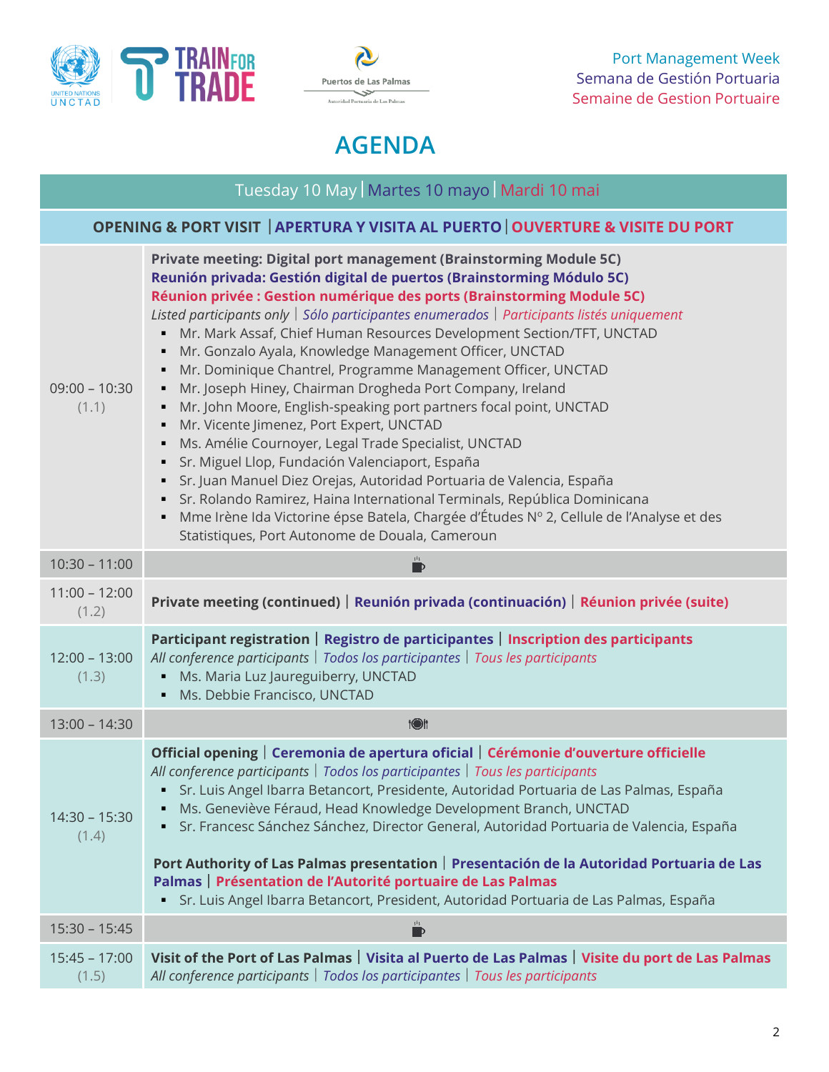Port Management Week
Semana de Gestión Portuaria
Semaine de Gestion Portuaire

# AGENDA

| Tuesday 10 May \| Martes 10 mayo \| Mardi 10 mai | |
|---|---|
| **OPENING & PORT VISIT \| APERTURA Y VISITA AL PUERTO \| OUVERTURE & VISITE DU PORT** | |
| 09:00 – 10:30 (1.1) | **Private meeting: Digital port management (Brainstorming Module 5C)**<br>**Reunión privada: Gestión digital de puertos (Brainstorming Módulo 5C)**<br>**Réunion privée : Gestion numérique des ports (Brainstorming Module 5C)**<br>*Listed participants only \| Sólo participantes enumerados \| Participants listés uniquement*<br>▪ Mr. Mark Assaf, Chief Human Resources Development Section/TFT, UNCTAD<br>▪ Mr. Gonzalo Ayala, Knowledge Management Officer, UNCTAD<br>▪ Mr. Dominique Chantrel, Programme Management Officer, UNCTAD<br>▪ Mr. Joseph Hiney, Chairman Drogheda Port Company, Ireland<br>▪ Mr. John Moore, English-speaking port partners focal point, UNCTAD<br>▪ Mr. Vicente Jimenez, Port Expert, UNCTAD<br>▪ Ms. Amélie Cournoyer, Legal Trade Specialist, UNCTAD<br>▪ Sr. Miguel Llop, Fundación Valenciaport, España<br>▪ Sr. Juan Manuel Diez Orejas, Autoridad Portuaria de Valencia, España<br>▪ Sr. Rolando Ramirez, Haina International Terminals, República Dominicana<br>▪ Mme Irène Ida Victorine épse Batela, Chargée d'Études Nº 2, Cellule de l'Analyse et des Statistiques, Port Autonome de Douala, Cameroun |
| 10:30 – 11:00 | ☕ |
| 11:00 – 12:00 (1.2) | **Private meeting (continued) \| Reunión privada (continuación) \| Réunion privée (suite)** |
| 12:00 – 13:00 (1.3) | **Participant registration \| Registro de participantes \| Inscription des participants**<br>*All conference participants \| Todos los participantes \| Tous les participants*<br>▪ Ms. Maria Luz Jaureguiberry, UNCTAD<br>▪ Ms. Debbie Francisco, UNCTAD |
| 13:00 – 14:30 | 🍽 |
| 14:30 – 15:30 (1.4) | **Official opening \| Ceremonia de apertura oficial \| Cérémonie d'ouverture officielle**<br>*All conference participants \| Todos los participantes \| Tous les participants*<br>▪ Sr. Luis Angel Ibarra Betancort, Presidente, Autoridad Portuaria de Las Palmas, España<br>▪ Ms. Geneviève Féraud, Head Knowledge Development Branch, UNCTAD<br>▪ Sr. Francesc Sánchez Sánchez, Director General, Autoridad Portuaria de Valencia, España<br><br>**Port Authority of Las Palmas presentation \| Presentación de la Autoridad Portuaria de Las Palmas \| Présentation de l'Autorité portuaire de Las Palmas**<br>▪ Sr. Luis Angel Ibarra Betancort, President, Autoridad Portuaria de Las Palmas, España |
| 15:30 – 15:45 | ☕ |
| 15:45 – 17:00 (1.5) | **Visit of the Port of Las Palmas \| Visita al Puerto de Las Palmas \| Visite du port de Las Palmas**<br>*All conference participants \| Todos los participantes \| Tous les participants* |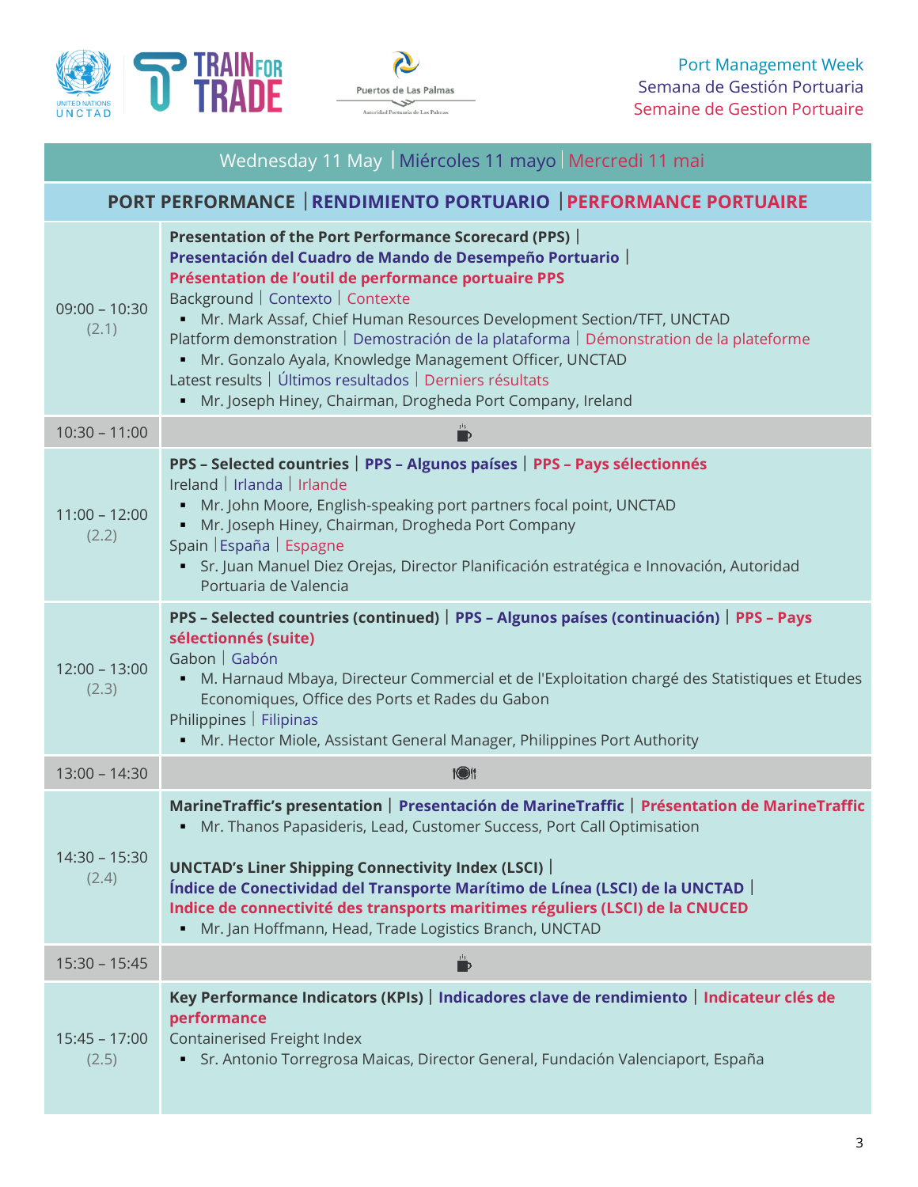Port Management Week
Semana de Gestión Portuaria
Semaine de Gestion Portuaire

## Wednesday 11 May | Miércoles 11 mayo | Mercredi 11 mai

### PORT PERFORMANCE | RENDIMIENTO PORTUARIO | PERFORMANCE PORTUAIRE

| Time | Session |
|---|---|
| 09:00 – 10:30 (2.1) | **Presentation of the Port Performance Scorecard (PPS) \| Presentación del Cuadro de Mando de Desempeño Portuario \| Présentation de l'outil de performance portuaire PPS**<br>Background \| Contexto \| Contexte<br>▪ Mr. Mark Assaf, Chief Human Resources Development Section/TFT, UNCTAD<br>Platform demonstration \| Demostración de la plataforma \| Démonstration de la plateforme<br>▪ Mr. Gonzalo Ayala, Knowledge Management Officer, UNCTAD<br>Latest results \| Últimos resultados \| Derniers résultats<br>▪ Mr. Joseph Hiney, Chairman, Drogheda Port Company, Ireland |
| 10:30 – 11:00 | |
| 11:00 – 12:00 (2.2) | **PPS – Selected countries \| PPS – Algunos países \| PPS – Pays sélectionnés**<br>Ireland \| Irlanda \| Irlande<br>▪ Mr. John Moore, English-speaking port partners focal point, UNCTAD<br>▪ Mr. Joseph Hiney, Chairman, Drogheda Port Company<br>Spain \| España \| Espagne<br>▪ Sr. Juan Manuel Diez Orejas, Director Planificación estratégica e Innovación, Autoridad Portuaria de Valencia |
| 12:00 – 13:00 (2.3) | **PPS – Selected countries (continued) \| PPS – Algunos países (continuación) \| PPS – Pays sélectionnés (suite)**<br>Gabon \| Gabón<br>▪ M. Harnaud Mbaya, Directeur Commercial et de l'Exploitation chargé des Statistiques et Etudes Economiques, Office des Ports et Rades du Gabon<br>Philippines \| Filipinas<br>▪ Mr. Hector Miole, Assistant General Manager, Philippines Port Authority |
| 13:00 – 14:30 | |
| 14:30 – 15:30 (2.4) | **MarineTraffic's presentation \| Presentación de MarineTraffic \| Présentation de MarineTraffic**<br>▪ Mr. Thanos Papasideris, Lead, Customer Success, Port Call Optimisation<br><br>**UNCTAD's Liner Shipping Connectivity Index (LSCI) \| Índice de Conectividad del Transporte Marítimo de Línea (LSCI) de la UNCTAD \| Indice de connectivité des transports maritimes réguliers (LSCI) de la CNUCED**<br>▪ Mr. Jan Hoffmann, Head, Trade Logistics Branch, UNCTAD |
| 15:30 – 15:45 | |
| 15:45 – 17:00 (2.5) | **Key Performance Indicators (KPIs) \| Indicadores clave de rendimiento \| Indicateur clés de performance**<br>Containerised Freight Index<br>▪ Sr. Antonio Torregrosa Maicas, Director General, Fundación Valenciaport, España |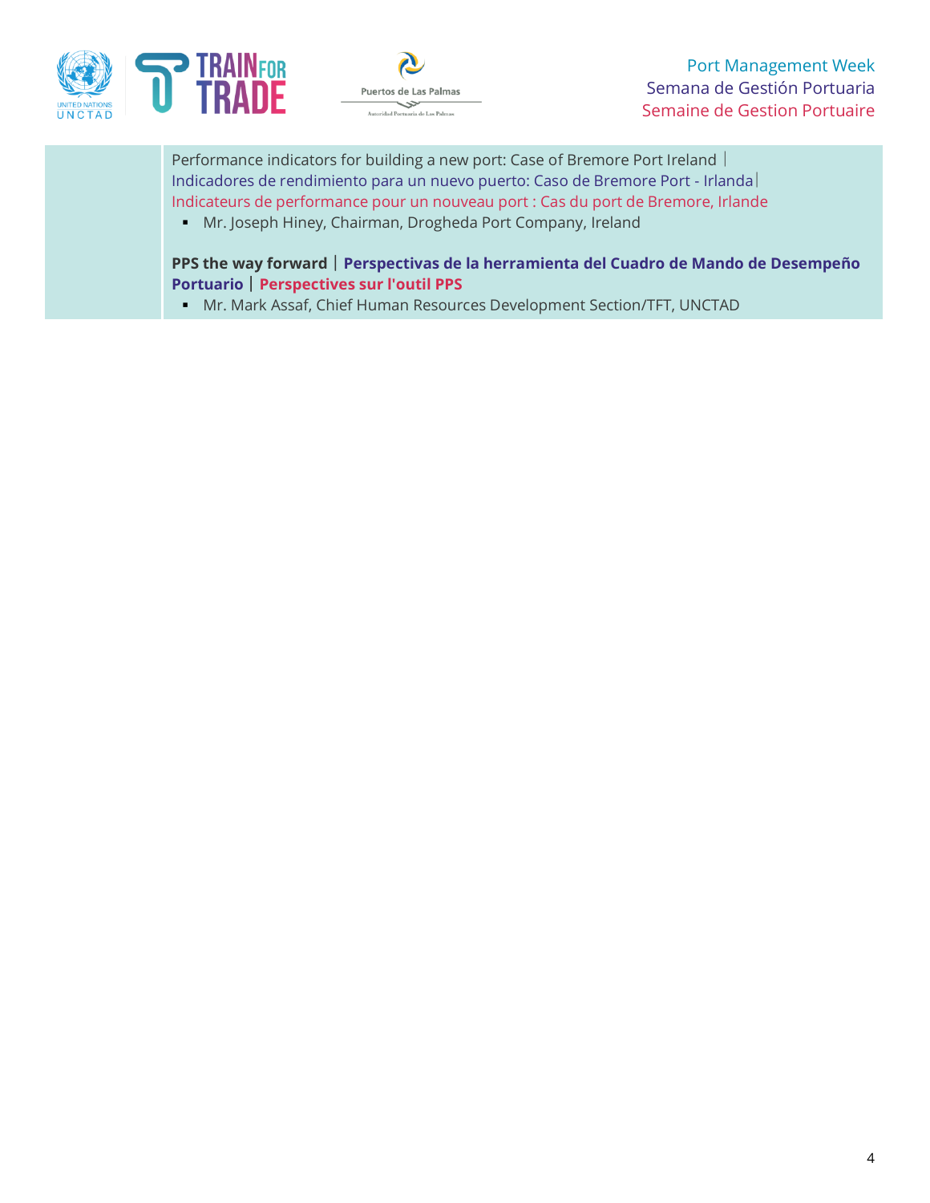| | |
|---|---|
| | Performance indicators for building a new port: Case of Bremore Port Ireland \| Indicadores de rendimiento para un nuevo puerto: Caso de Bremore Port - Irlanda \| Indicateurs de performance pour un nouveau port : Cas du port de Bremore, Irlande<br>▪ Mr. Joseph Hiney, Chairman, Drogheda Port Company, Ireland<br><br>**PPS the way forward** \| **Perspectivas de la herramienta del Cuadro de Mando de Desempeño Portuario** \| **Perspectives sur l'outil PPS**<br>▪ Mr. Mark Assaf, Chief Human Resources Development Section/TFT, UNCTAD |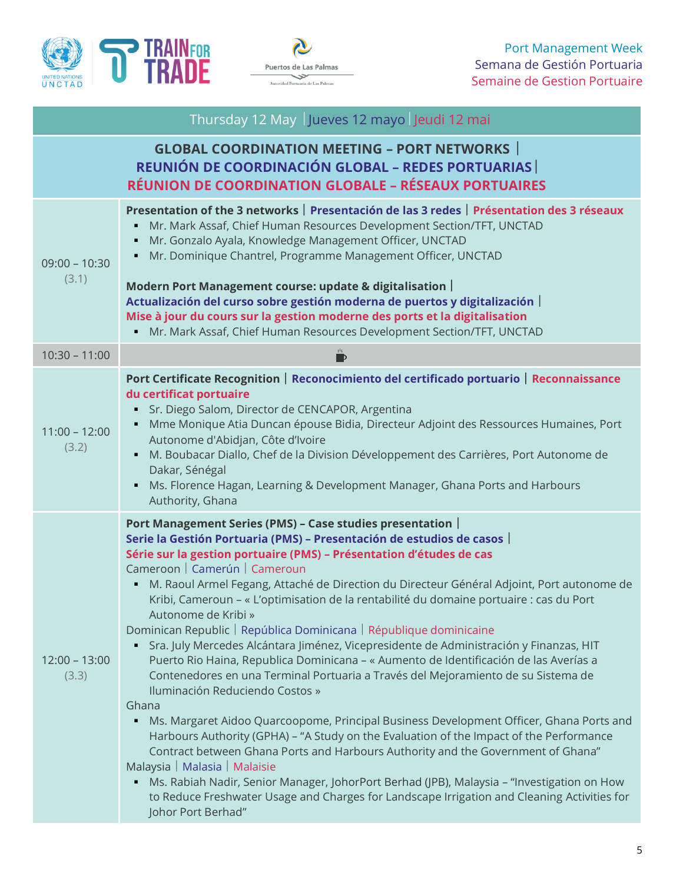Port Management Week | Semana de Gestión Portuaria | Semaine de Gestion Portuaire

## Thursday 12 May | Jueves 12 mayo | Jeudi 12 mai

### GLOBAL COORDINATION MEETING – PORT NETWORKS | REUNIÓN DE COORDINACIÓN GLOBAL – REDES PORTUARIAS | RÉUNION DE COORDINATION GLOBALE – RÉSEAUX PORTUAIRES

| Time | Session |
|---|---|
| 09:00 – 10:30 (3.1) | **Presentation of the 3 networks \| Presentación de las 3 redes \| Présentation des 3 réseaux**<br>▪ Mr. Mark Assaf, Chief Human Resources Development Section/TFT, UNCTAD<br>▪ Mr. Gonzalo Ayala, Knowledge Management Officer, UNCTAD<br>▪ Mr. Dominique Chantrel, Programme Management Officer, UNCTAD<br><br>**Modern Port Management course: update & digitalisation \| Actualización del curso sobre gestión moderna de puertos y digitalización \| Mise à jour du cours sur la gestion moderne des ports et la digitalisation**<br>▪ Mr. Mark Assaf, Chief Human Resources Development Section/TFT, UNCTAD |
| 10:30 – 11:00 | ☕ |
| 11:00 – 12:00 (3.2) | **Port Certificate Recognition \| Reconocimiento del certificado portuario \| Reconnaissance du certificat portuaire**<br>▪ Sr. Diego Salom, Director de CENCAPOR, Argentina<br>▪ Mme Monique Atia Duncan épouse Bidia, Directeur Adjoint des Ressources Humaines, Port Autonome d'Abidjan, Côte d'Ivoire<br>▪ M. Boubacar Diallo, Chef de la Division Développement des Carrières, Port Autonome de Dakar, Sénégal<br>▪ Ms. Florence Hagan, Learning & Development Manager, Ghana Ports and Harbours Authority, Ghana |
| 12:00 – 13:00 (3.3) | **Port Management Series (PMS) – Case studies presentation \| Serie la Gestión Portuaria (PMS) – Presentación de estudios de casos \| Série sur la gestion portuaire (PMS) – Présentation d'études de cas**<br>Cameroon \| Camerún \| Cameroun<br>▪ M. Raoul Armel Fegang, Attaché de Direction du Directeur Général Adjoint, Port autonome de Kribi, Cameroun – « L'optimisation de la rentabilité du domaine portuaire : cas du Port Autonome de Kribi »<br>Dominican Republic \| República Dominicana \| République dominicaine<br>▪ Sra. July Mercedes Alcántara Jiménez, Vicepresidente de Administración y Finanzas, HIT Puerto Rio Haina, Republica Dominicana – « Aumento de Identificación de las Averías a Contenedores en una Terminal Portuaria a Través del Mejoramiento de su Sistema de Iluminación Reduciendo Costos »<br>Ghana<br>▪ Ms. Margaret Aidoo Quarcoopome, Principal Business Development Officer, Ghana Ports and Harbours Authority (GPHA) – "A Study on the Evaluation of the Impact of the Performance Contract between Ghana Ports and Harbours Authority and the Government of Ghana"<br>Malaysia \| Malasia \| Malaisie<br>▪ Ms. Rabiah Nadir, Senior Manager, JohorPort Berhad (JPB), Malaysia – "Investigation on How to Reduce Freshwater Usage and Charges for Landscape Irrigation and Cleaning Activities for Johor Port Berhad" |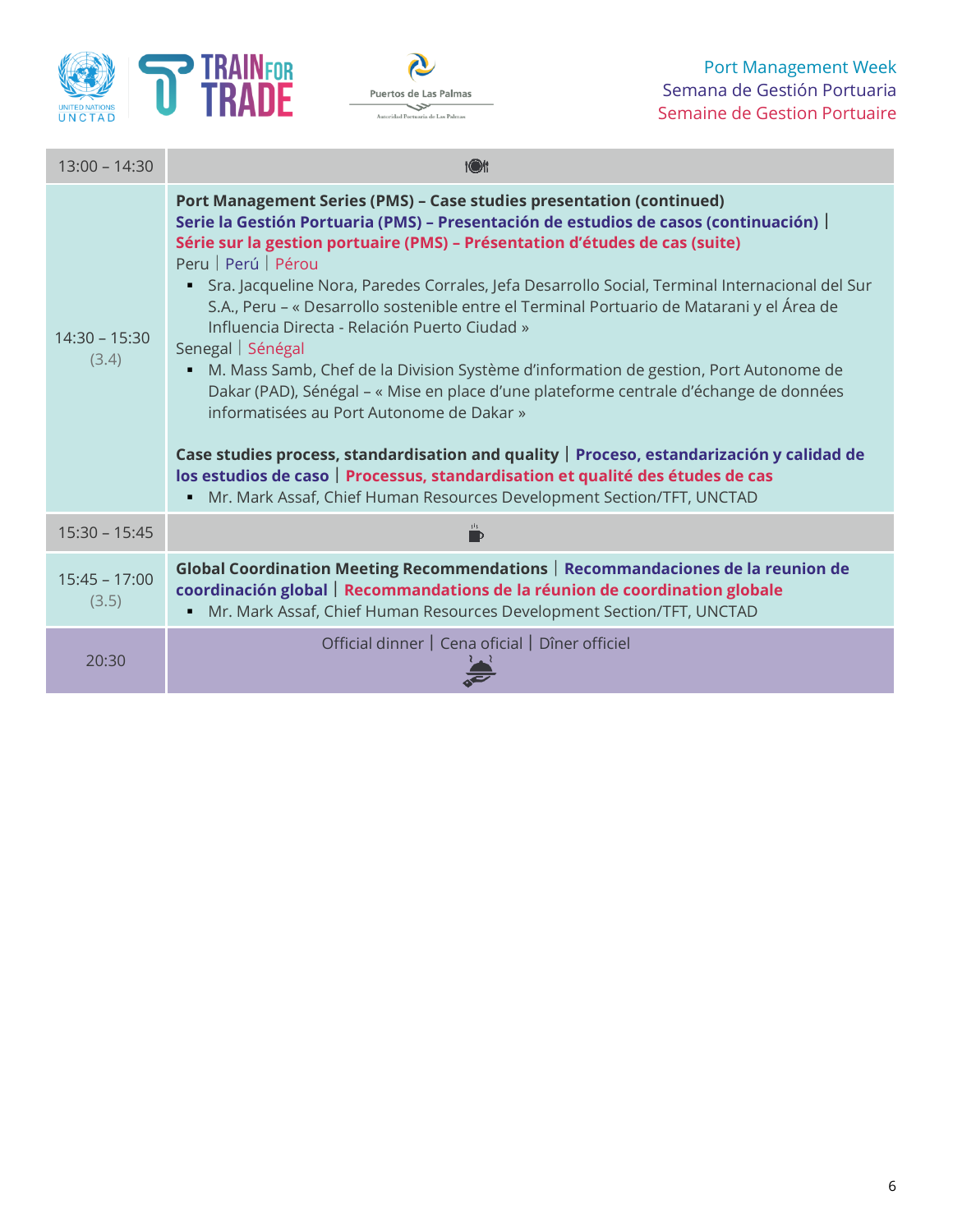| 13:00 – 14:30 | 🍽 |
|---|---|
| 14:30 – 15:30 (3.4) | **Port Management Series (PMS) – Case studies presentation (continued)** **Serie la Gestión Portuaria (PMS) – Presentación de estudios de casos (continuación)** \| **Série sur la gestion portuaire (PMS) – Présentation d'études de cas (suite)** <br> Peru \| Perú \| Pérou <br> ▪ Sra. Jacqueline Nora, Paredes Corrales, Jefa Desarrollo Social, Terminal Internacional del Sur S.A., Peru – « Desarrollo sostenible entre el Terminal Portuario de Matarani y el Área de Influencia Directa - Relación Puerto Ciudad » <br> Senegal \| Sénégal <br> ▪ M. Mass Samb, Chef de la Division Système d'information de gestion, Port Autonome de Dakar (PAD), Sénégal – « Mise en place d'une plateforme centrale d'échange de données informatisées au Port Autonome de Dakar » <br><br> **Case studies process, standardisation and quality** \| **Proceso, estandarización y calidad de los estudios de caso** \| **Processus, standardisation et qualité des études de cas** <br> ▪ Mr. Mark Assaf, Chief Human Resources Development Section/TFT, UNCTAD |
| 15:30 – 15:45 | ☕ |
| 15:45 – 17:00 (3.5) | **Global Coordination Meeting Recommendations** \| **Recommandaciones de la reunion de coordinación global** \| **Recommandations de la réunion de coordination globale** <br> ▪ Mr. Mark Assaf, Chief Human Resources Development Section/TFT, UNCTAD |
| 20:30 | Official dinner \| Cena oficial \| Dîner officiel |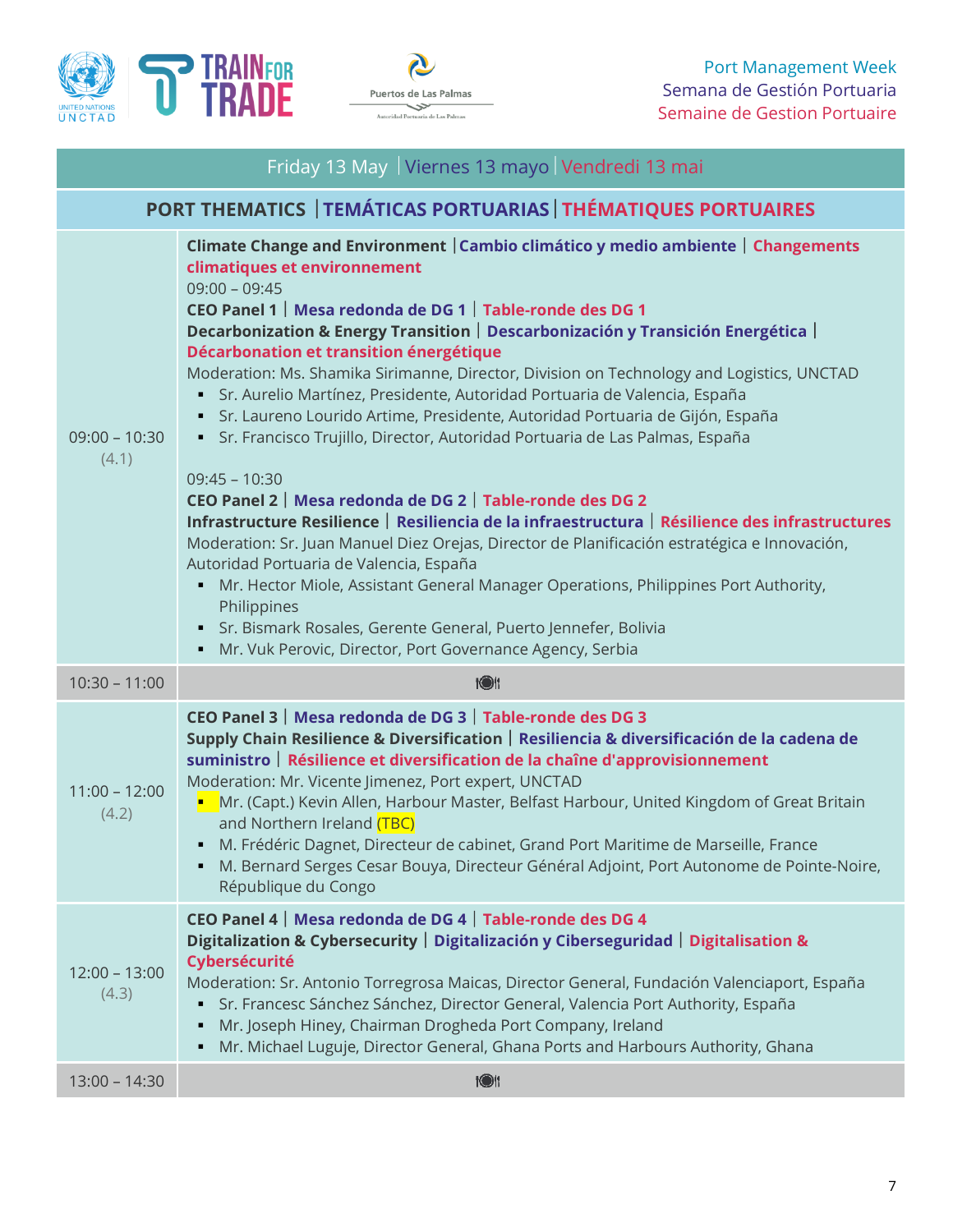Port Management Week
Semana de Gestión Portuaria
Semaine de Gestion Portuaire

## Friday 13 May | Viernes 13 mayo | Vendredi 13 mai

### PORT THEMATICS | TEMÁTICAS PORTUARIAS | THÉMATIQUES PORTUAIRES

<table>
<tr>
<td>09:00 – 10:30<br>(4.1)</td>
<td>
<b>Climate Change and Environment | Cambio climático y medio ambiente | Changements climatiques et environnement</b><br>
09:00 – 09:45<br>
<b>CEO Panel 1 | Mesa redonda de DG 1 | Table-ronde des DG 1</b><br>
<b>Decarbonization &amp; Energy Transition | Descarbonización y Transición Energética | Décarbonation et transition énergétique</b><br>
Moderation: Ms. Shamika Sirimanne, Director, Division on Technology and Logistics, UNCTAD<br>
▪ Sr. Aurelio Martínez, Presidente, Autoridad Portuaria de Valencia, España<br>
▪ Sr. Laureno Lourido Artime, Presidente, Autoridad Portuaria de Gijón, España<br>
▪ Sr. Francisco Trujillo, Director, Autoridad Portuaria de Las Palmas, España<br>
<br>
09:45 – 10:30<br>
<b>CEO Panel 2 | Mesa redonda de DG 2 | Table-ronde des DG 2</b><br>
<b>Infrastructure Resilience | Resiliencia de la infraestructura | Résilience des infrastructures</b><br>
Moderation: Sr. Juan Manuel Diez Orejas, Director de Planificación estratégica e Innovación, Autoridad Portuaria de Valencia, España<br>
▪ Mr. Hector Miole, Assistant General Manager Operations, Philippines Port Authority, Philippines<br>
▪ Sr. Bismark Rosales, Gerente General, Puerto Jennefer, Bolivia<br>
▪ Mr. Vuk Perovic, Director, Port Governance Agency, Serbia
</td>
</tr>
<tr>
<td>10:30 – 11:00</td>
<td>🍽</td>
</tr>
<tr>
<td>11:00 – 12:00<br>(4.2)</td>
<td>
<b>CEO Panel 3 | Mesa redonda de DG 3 | Table-ronde des DG 3</b><br>
<b>Supply Chain Resilience &amp; Diversification | Resiliencia &amp; diversificación de la cadena de suministro | Résilience et diversification de la chaîne d'approvisionnement</b><br>
Moderation: Mr. Vicente Jimenez, Port expert, UNCTAD<br>
▪ Mr. (Capt.) Kevin Allen, Harbour Master, Belfast Harbour, United Kingdom of Great Britain and Northern Ireland (TBC)<br>
▪ M. Frédéric Dagnet, Directeur de cabinet, Grand Port Maritime de Marseille, France<br>
▪ M. Bernard Serges Cesar Bouya, Directeur Général Adjoint, Port Autonome de Pointe-Noire, République du Congo
</td>
</tr>
<tr>
<td>12:00 – 13:00<br>(4.3)</td>
<td>
<b>CEO Panel 4 | Mesa redonda de DG 4 | Table-ronde des DG 4</b><br>
<b>Digitalization &amp; Cybersecurity | Digitalización y Ciberseguridad | Digitalisation &amp; Cybersécurité</b><br>
Moderation: Sr. Antonio Torregrosa Maicas, Director General, Fundación Valenciaport, España<br>
▪ Sr. Francesc Sánchez Sánchez, Director General, Valencia Port Authority, España<br>
▪ Mr. Joseph Hiney, Chairman Drogheda Port Company, Ireland<br>
▪ Mr. Michael Luguje, Director General, Ghana Ports and Harbours Authority, Ghana
</td>
</tr>
<tr>
<td>13:00 – 14:30</td>
<td>🍽</td>
</tr>
</table>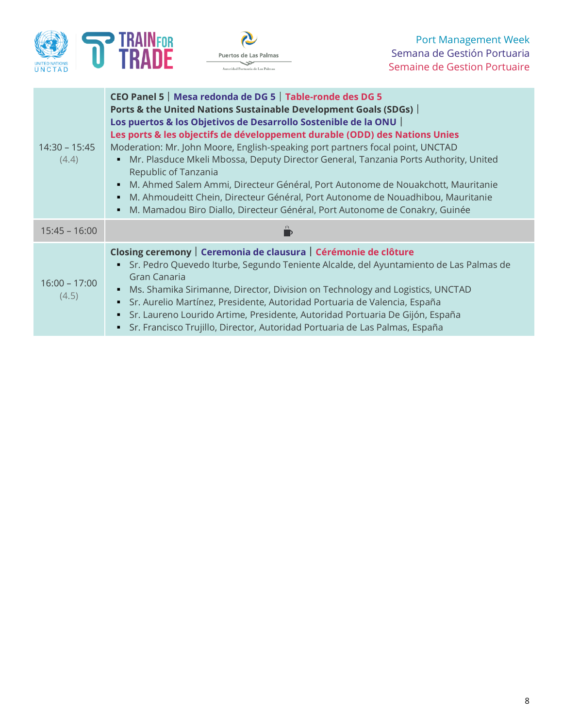| | |
|---|---|
| 14:30 – 15:45 (4.4) | **CEO Panel 5** \| **Mesa redonda de DG 5** \| **Table-ronde des DG 5**<br>**Ports & the United Nations Sustainable Development Goals (SDGs)** \|<br>**Los puertos & los Objetivos de Desarrollo Sostenible de la ONU** \|<br>**Les ports & les objectifs de développement durable (ODD) des Nations Unies**<br>Moderation: Mr. John Moore, English-speaking port partners focal point, UNCTAD<br>▪ Mr. Plasduce Mkeli Mbossa, Deputy Director General, Tanzania Ports Authority, United Republic of Tanzania<br>▪ M. Ahmed Salem Ammi, Directeur Général, Port Autonome de Nouakchott, Mauritanie<br>▪ M. Ahmoudeitt Chein, Directeur Général, Port Autonome de Nouadhibou, Mauritanie<br>▪ M. Mamadou Biro Diallo, Directeur Général, Port Autonome de Conakry, Guinée |
| 15:45 – 16:00 | ☕ |
| 16:00 – 17:00 (4.5) | **Closing ceremony** \| **Ceremonia de clausura** \| **Cérémonie de clôture**<br>▪ Sr. Pedro Quevedo Iturbe, Segundo Teniente Alcalde, del Ayuntamiento de Las Palmas de Gran Canaria<br>▪ Ms. Shamika Sirimanne, Director, Division on Technology and Logistics, UNCTAD<br>▪ Sr. Aurelio Martínez, Presidente, Autoridad Portuaria de Valencia, España<br>▪ Sr. Laureno Lourido Artime, Presidente, Autoridad Portuaria De Gijón, España<br>▪ Sr. Francisco Trujillo, Director, Autoridad Portuaria de Las Palmas, España |